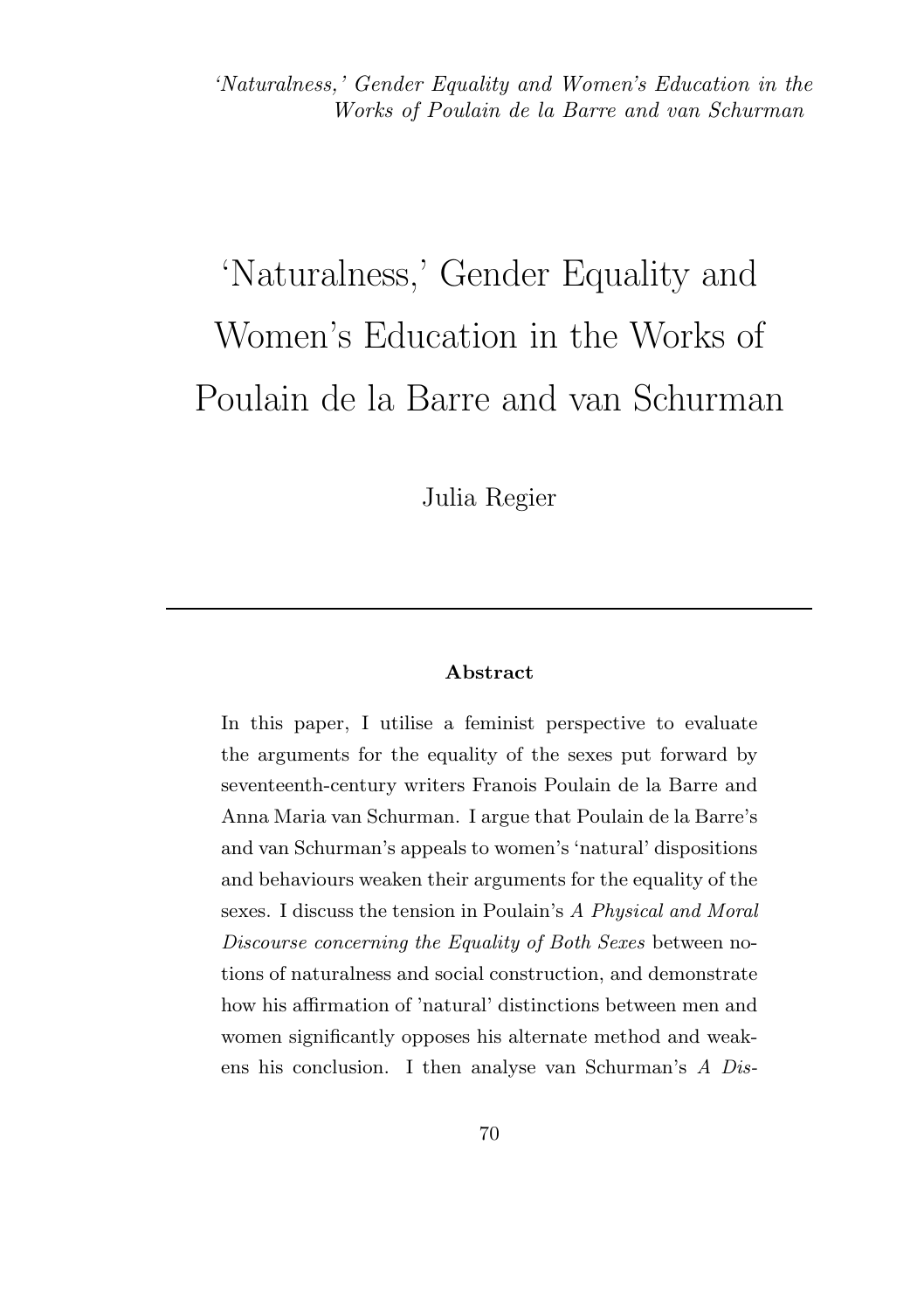# ‘Naturalness,’ Gender Equality and Women’s Education in the Works of Poulain de la Barre and van Schurman

Julia Regier

---

**Abstract**

In this paper, I utilise a feminist perspective to evaluate the arguments for the equality of the sexes put forward by seventeenth-century writers Franois Poulain de la Barre and Anna Maria van Schurman. I argue that Poulain de la Barre’s and van Schurman’s appeals to women’s ‘natural’ dispositions and behaviours weaken their arguments for the equality of the sexes. I discuss the tension in Poulain’s *A Physical and Moral Discourse concerning the Equality of Both Sexes* between notions of naturalness and social construction, and demonstrate how his affirmation of ’natural’ distinctions between men and women significantly opposes his alternate method and weakens his conclusion. I then analyse van Schurman’s *A Dis-*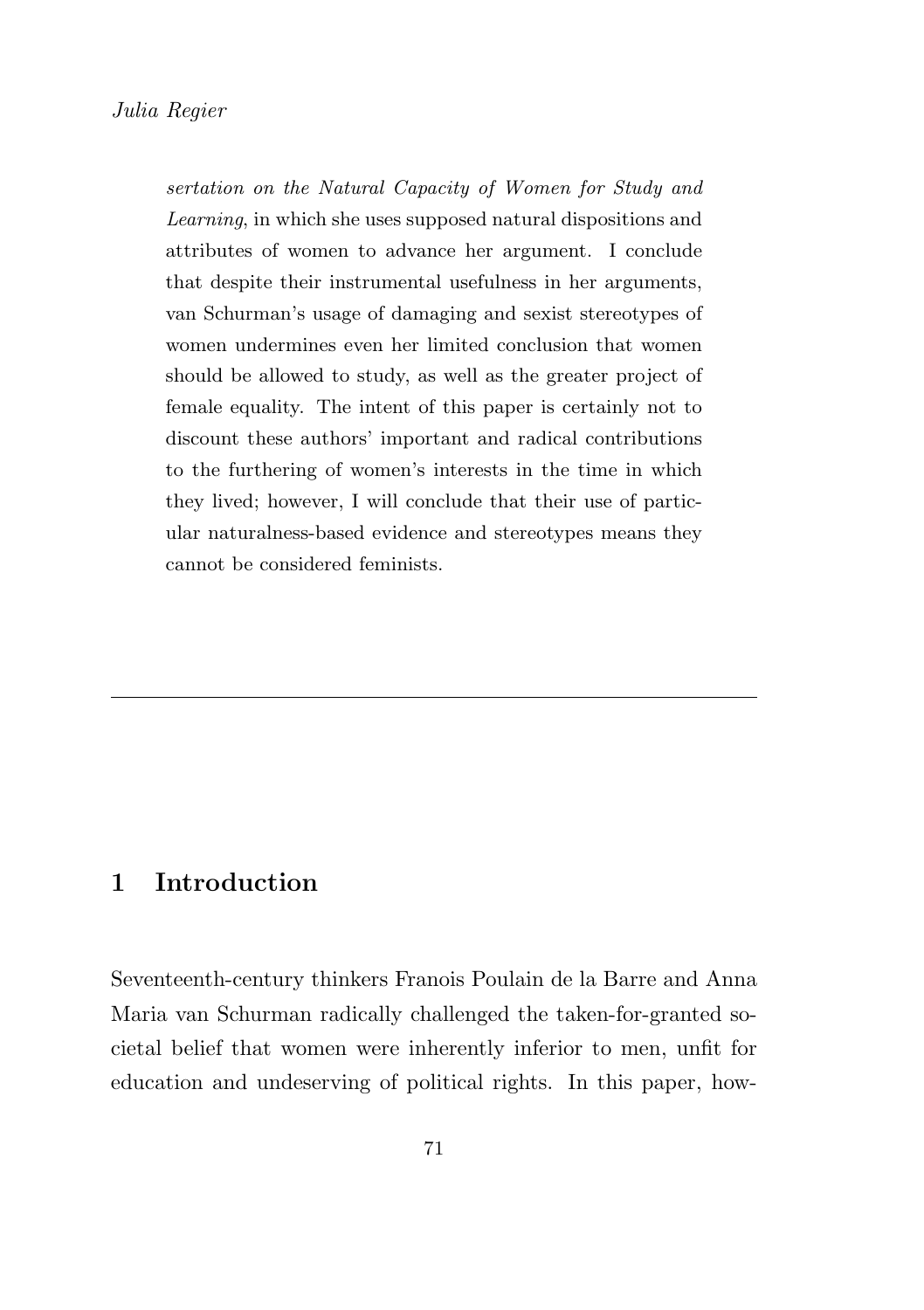*sertation on the Natural Capacity of Women for Study and Learning*, in which she uses supposed natural dispositions and attributes of women to advance her argument. I conclude that despite their instrumental usefulness in her arguments, van Schurman's usage of damaging and sexist stereotypes of women undermines even her limited conclusion that women should be allowed to study, as well as the greater project of female equality. The intent of this paper is certainly not to discount these authors' important and radical contributions to the furthering of women's interests in the time in which they lived; however, I will conclude that their use of particular naturalness-based evidence and stereotypes means they cannot be considered feminists.

---

## 1 Introduction

Seventeenth-century thinkers Franois Poulain de la Barre and Anna Maria van Schurman radically challenged the taken-for-granted societal belief that women were inherently inferior to men, unfit for education and undeserving of political rights. In this paper, how-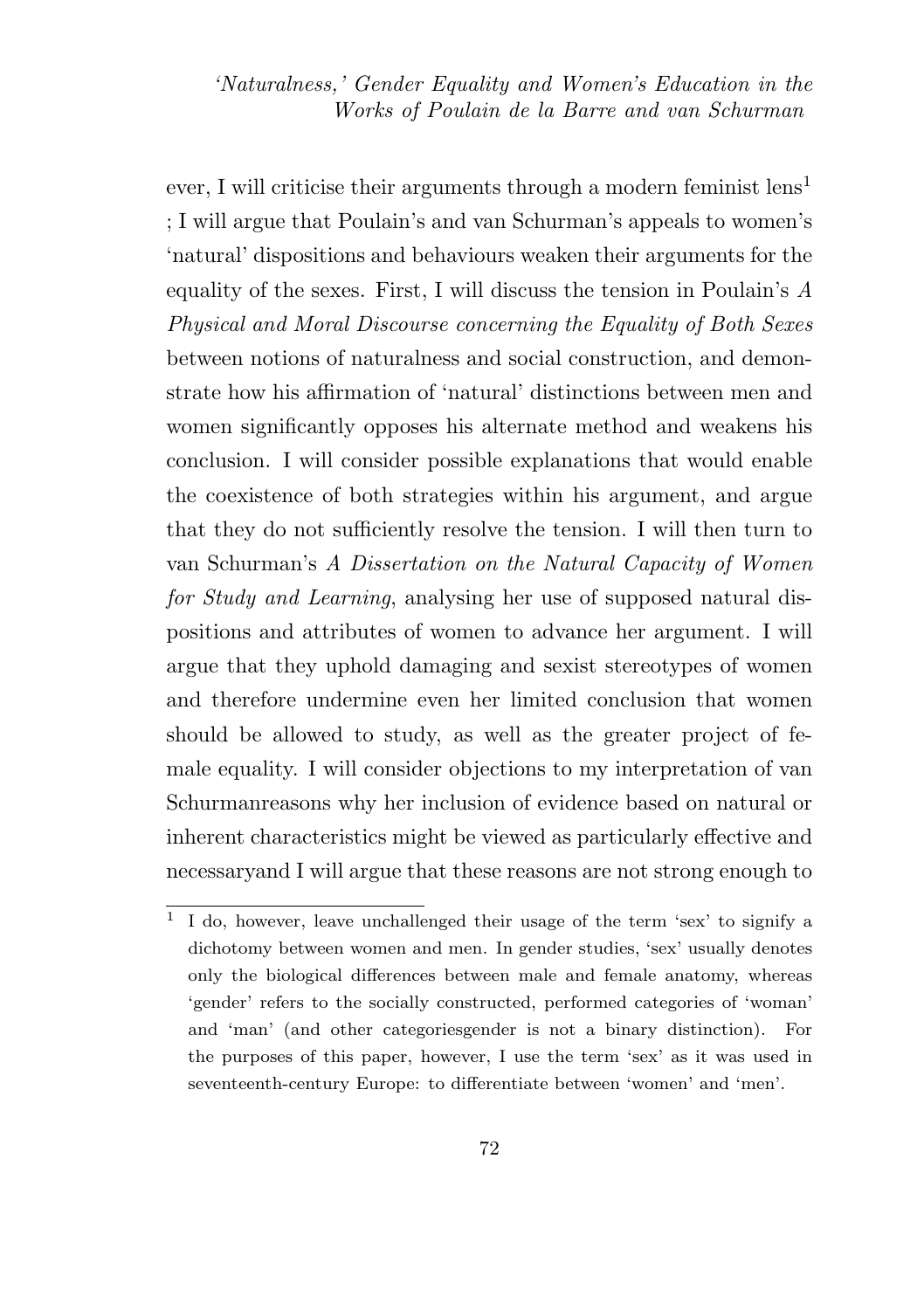ever, I will criticise their arguments through a modern feminist lens[1] ; I will argue that Poulain's and van Schurman's appeals to women's 'natural' dispositions and behaviours weaken their arguments for the equality of the sexes. First, I will discuss the tension in Poulain's *A Physical and Moral Discourse concerning the Equality of Both Sexes* between notions of naturalness and social construction, and demonstrate how his affirmation of 'natural' distinctions between men and women significantly opposes his alternate method and weakens his conclusion. I will consider possible explanations that would enable the coexistence of both strategies within his argument, and argue that they do not sufficiently resolve the tension. I will then turn to van Schurman's *A Dissertation on the Natural Capacity of Women for Study and Learning*, analysing her use of supposed natural dispositions and attributes of women to advance her argument. I will argue that they uphold damaging and sexist stereotypes of women and therefore undermine even her limited conclusion that women should be allowed to study, as well as the greater project of female equality. I will consider objections to my interpretation of van Schurmanreasons why her inclusion of evidence based on natural or inherent characteristics might be viewed as particularly effective and necessaryand I will argue that these reasons are not strong enough to

[1] I do, however, leave unchallenged their usage of the term 'sex' to signify a dichotomy between women and men. In gender studies, 'sex' usually denotes only the biological differences between male and female anatomy, whereas 'gender' refers to the socially constructed, performed categories of 'woman' and 'man' (and other categoriesgender is not a binary distinction). For the purposes of this paper, however, I use the term 'sex' as it was used in seventeenth-century Europe: to differentiate between 'women' and 'men'.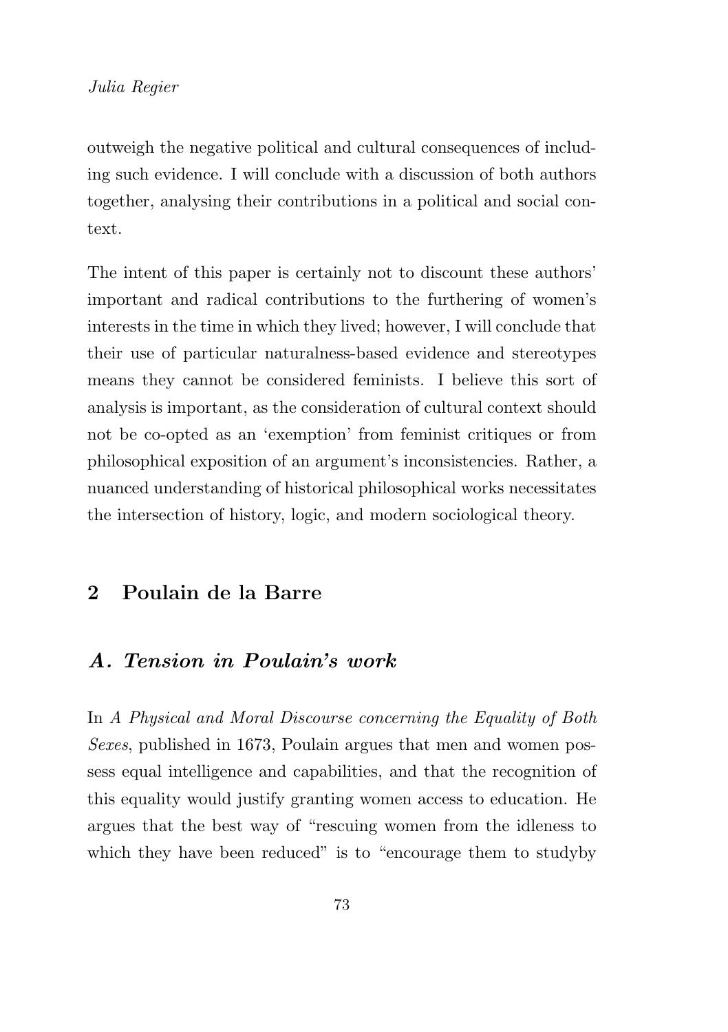outweigh the negative political and cultural consequences of including such evidence. I will conclude with a discussion of both authors together, analysing their contributions in a political and social context.

The intent of this paper is certainly not to discount these authors' important and radical contributions to the furthering of women's interests in the time in which they lived; however, I will conclude that their use of particular naturalness-based evidence and stereotypes means they cannot be considered feminists. I believe this sort of analysis is important, as the consideration of cultural context should not be co-opted as an 'exemption' from feminist critiques or from philosophical exposition of an argument's inconsistencies. Rather, a nuanced understanding of historical philosophical works necessitates the intersection of history, logic, and modern sociological theory.

## 2 Poulain de la Barre

### *A. Tension in Poulain's work*

In *A Physical and Moral Discourse concerning the Equality of Both Sexes*, published in 1673, Poulain argues that men and women possess equal intelligence and capabilities, and that the recognition of this equality would justify granting women access to education. He argues that the best way of "rescuing women from the idleness to which they have been reduced" is to "encourage them to studyby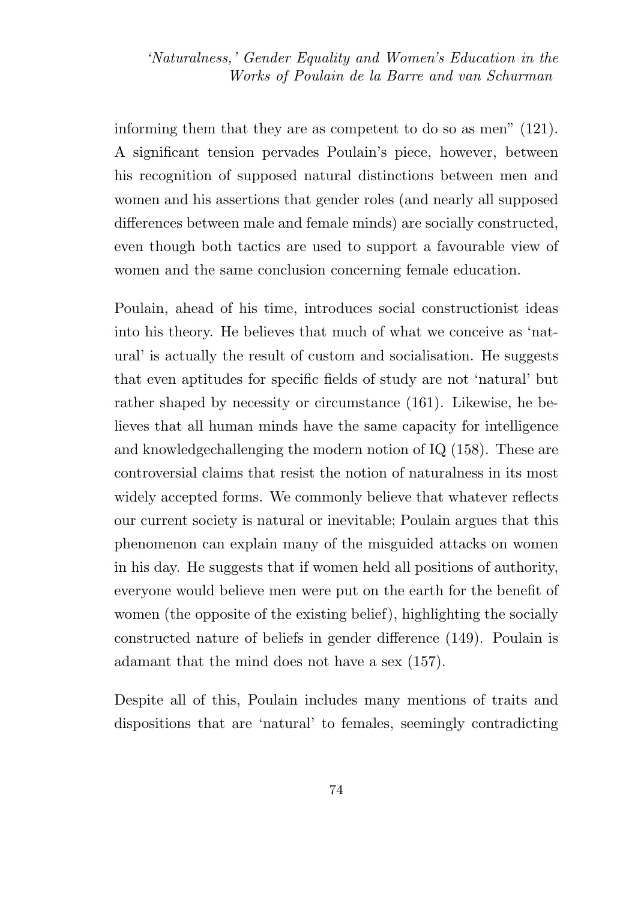informing them that they are as competent to do so as men" (121). A significant tension pervades Poulain's piece, however, between his recognition of supposed natural distinctions between men and women and his assertions that gender roles (and nearly all supposed differences between male and female minds) are socially constructed, even though both tactics are used to support a favourable view of women and the same conclusion concerning female education.

Poulain, ahead of his time, introduces social constructionist ideas into his theory. He believes that much of what we conceive as 'natural' is actually the result of custom and socialisation. He suggests that even aptitudes for specific fields of study are not 'natural' but rather shaped by necessity or circumstance (161). Likewise, he believes that all human minds have the same capacity for intelligence and knowledgechallenging the modern notion of IQ (158). These are controversial claims that resist the notion of naturalness in its most widely accepted forms. We commonly believe that whatever reflects our current society is natural or inevitable; Poulain argues that this phenomenon can explain many of the misguided attacks on women in his day. He suggests that if women held all positions of authority, everyone would believe men were put on the earth for the benefit of women (the opposite of the existing belief), highlighting the socially constructed nature of beliefs in gender difference (149). Poulain is adamant that the mind does not have a sex (157).

Despite all of this, Poulain includes many mentions of traits and dispositions that are 'natural' to females, seemingly contradicting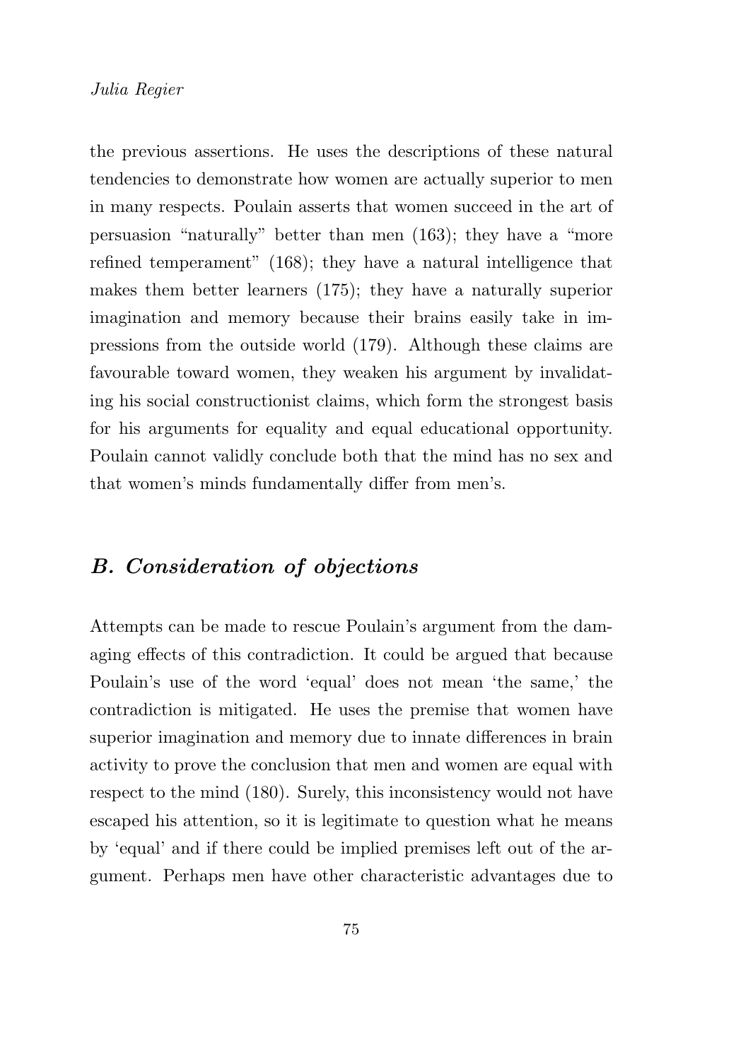the previous assertions. He uses the descriptions of these natural tendencies to demonstrate how women are actually superior to men in many respects. Poulain asserts that women succeed in the art of persuasion "naturally" better than men (163); they have a "more refined temperament" (168); they have a natural intelligence that makes them better learners (175); they have a naturally superior imagination and memory because their brains easily take in impressions from the outside world (179). Although these claims are favourable toward women, they weaken his argument by invalidating his social constructionist claims, which form the strongest basis for his arguments for equality and equal educational opportunity. Poulain cannot validly conclude both that the mind has no sex and that women's minds fundamentally differ from men's.

## *B. Consideration of objections*

Attempts can be made to rescue Poulain's argument from the damaging effects of this contradiction. It could be argued that because Poulain's use of the word 'equal' does not mean 'the same,' the contradiction is mitigated. He uses the premise that women have superior imagination and memory due to innate differences in brain activity to prove the conclusion that men and women are equal with respect to the mind (180). Surely, this inconsistency would not have escaped his attention, so it is legitimate to question what he means by 'equal' and if there could be implied premises left out of the argument. Perhaps men have other characteristic advantages due to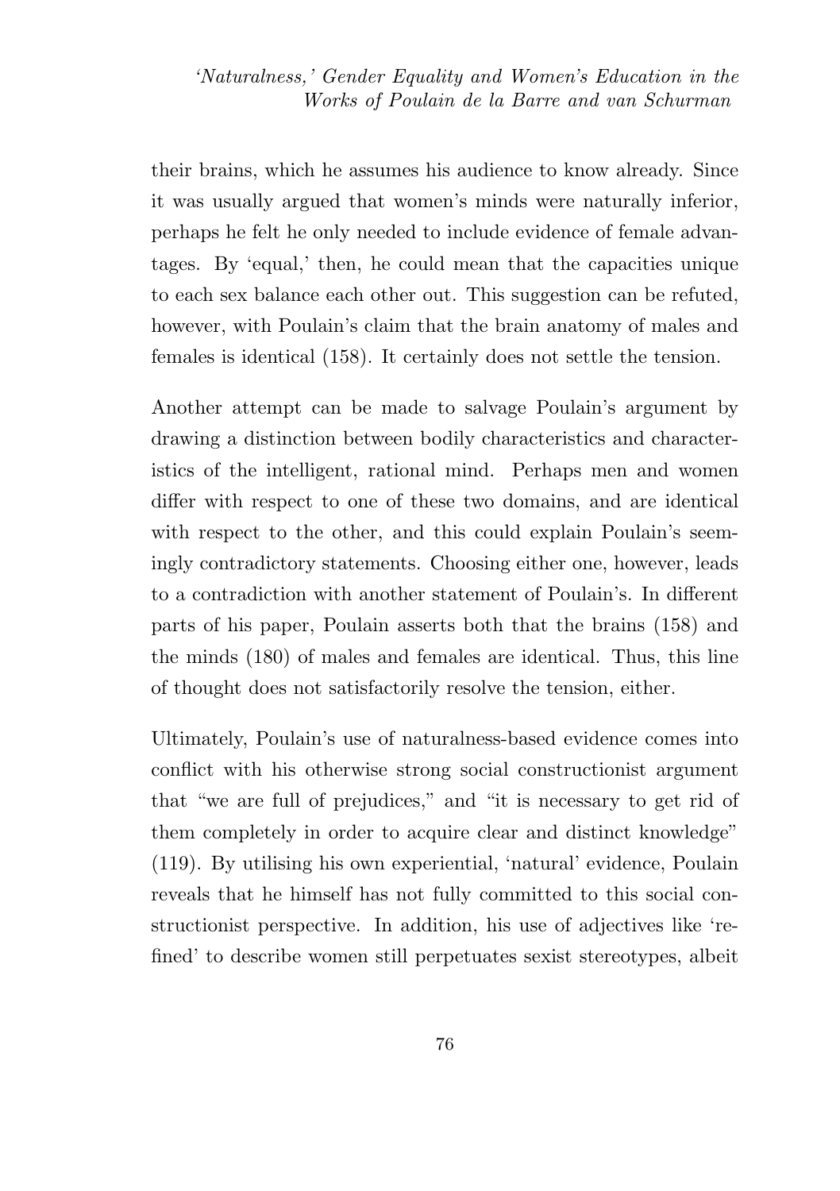their brains, which he assumes his audience to know already. Since it was usually argued that women's minds were naturally inferior, perhaps he felt he only needed to include evidence of female advantages. By 'equal,' then, he could mean that the capacities unique to each sex balance each other out. This suggestion can be refuted, however, with Poulain's claim that the brain anatomy of males and females is identical (158). It certainly does not settle the tension.

Another attempt can be made to salvage Poulain's argument by drawing a distinction between bodily characteristics and characteristics of the intelligent, rational mind. Perhaps men and women differ with respect to one of these two domains, and are identical with respect to the other, and this could explain Poulain's seemingly contradictory statements. Choosing either one, however, leads to a contradiction with another statement of Poulain's. In different parts of his paper, Poulain asserts both that the brains (158) and the minds (180) of males and females are identical. Thus, this line of thought does not satisfactorily resolve the tension, either.

Ultimately, Poulain's use of naturalness-based evidence comes into conflict with his otherwise strong social constructionist argument that "we are full of prejudices," and "it is necessary to get rid of them completely in order to acquire clear and distinct knowledge" (119). By utilising his own experiential, 'natural' evidence, Poulain reveals that he himself has not fully committed to this social constructionist perspective. In addition, his use of adjectives like 'refined' to describe women still perpetuates sexist stereotypes, albeit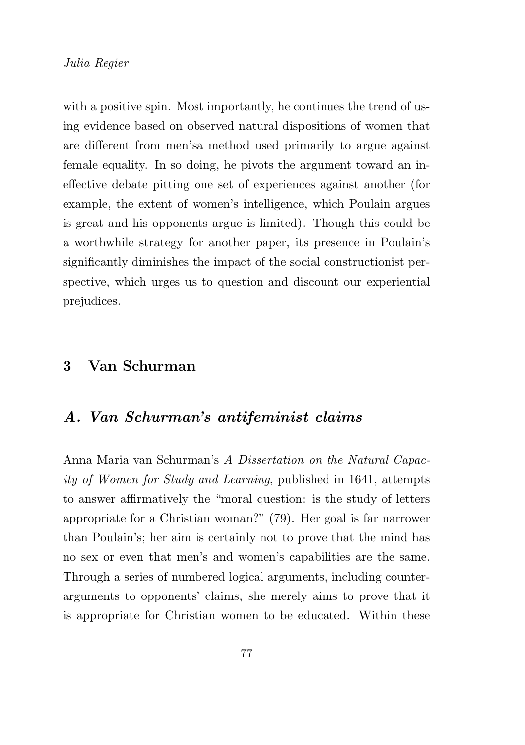with a positive spin. Most importantly, he continues the trend of using evidence based on observed natural dispositions of women that are different from men'sa method used primarily to argue against female equality. In so doing, he pivots the argument toward an ineffective debate pitting one set of experiences against another (for example, the extent of women's intelligence, which Poulain argues is great and his opponents argue is limited). Though this could be a worthwhile strategy for another paper, its presence in Poulain's significantly diminishes the impact of the social constructionist perspective, which urges us to question and discount our experiential prejudices.

## 3 Van Schurman

### *A. Van Schurman's antifeminist claims*

Anna Maria van Schurman's *A Dissertation on the Natural Capacity of Women for Study and Learning*, published in 1641, attempts to answer affirmatively the "moral question: is the study of letters appropriate for a Christian woman?" (79). Her goal is far narrower than Poulain's; her aim is certainly not to prove that the mind has no sex or even that men's and women's capabilities are the same. Through a series of numbered logical arguments, including counterarguments to opponents' claims, she merely aims to prove that it is appropriate for Christian women to be educated. Within these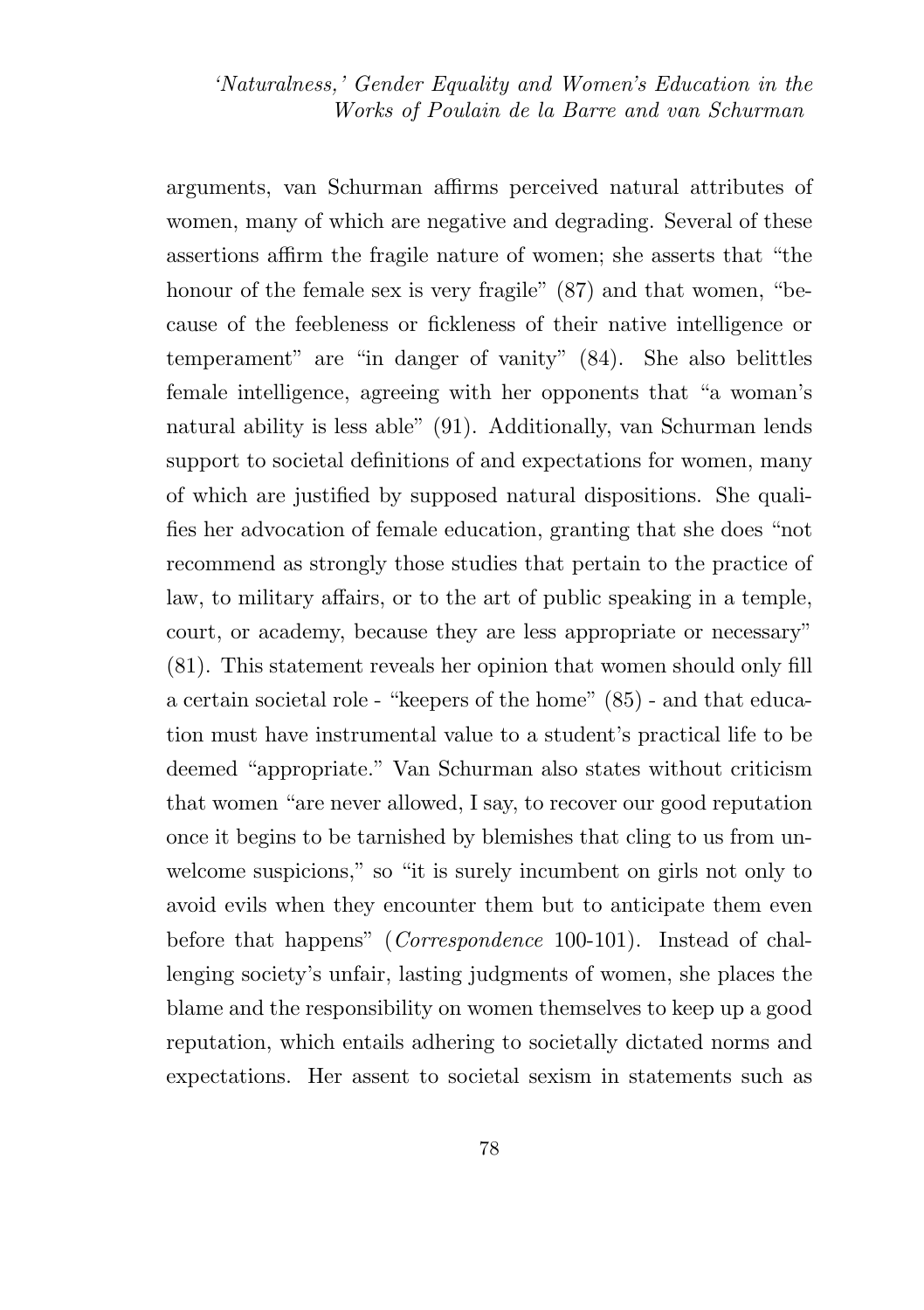arguments, van Schurman affirms perceived natural attributes of women, many of which are negative and degrading. Several of these assertions affirm the fragile nature of women; she asserts that "the honour of the female sex is very fragile" (87) and that women, "because of the feebleness or fickleness of their native intelligence or temperament" are "in danger of vanity" (84). She also belittles female intelligence, agreeing with her opponents that "a woman's natural ability is less able" (91). Additionally, van Schurman lends support to societal definitions of and expectations for women, many of which are justified by supposed natural dispositions. She qualifies her advocation of female education, granting that she does "not recommend as strongly those studies that pertain to the practice of law, to military affairs, or to the art of public speaking in a temple, court, or academy, because they are less appropriate or necessary" (81). This statement reveals her opinion that women should only fill a certain societal role - "keepers of the home" (85) - and that education must have instrumental value to a student's practical life to be deemed "appropriate." Van Schurman also states without criticism that women "are never allowed, I say, to recover our good reputation once it begins to be tarnished by blemishes that cling to us from unwelcome suspicions," so "it is surely incumbent on girls not only to avoid evils when they encounter them but to anticipate them even before that happens" (*Correspondence* 100-101). Instead of challenging society's unfair, lasting judgments of women, she places the blame and the responsibility on women themselves to keep up a good reputation, which entails adhering to societally dictated norms and expectations. Her assent to societal sexism in statements such as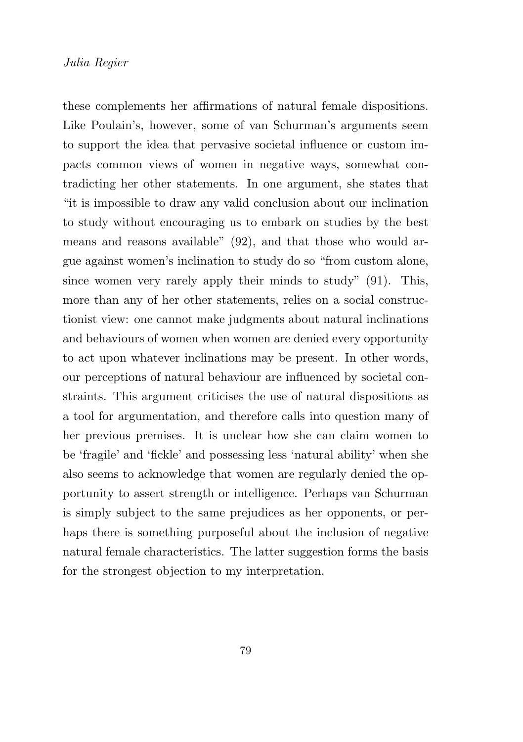these complements her affirmations of natural female dispositions. Like Poulain's, however, some of van Schurman's arguments seem to support the idea that pervasive societal influence or custom impacts common views of women in negative ways, somewhat contradicting her other statements. In one argument, she states that "it is impossible to draw any valid conclusion about our inclination to study without encouraging us to embark on studies by the best means and reasons available" (92), and that those who would argue against women's inclination to study do so "from custom alone, since women very rarely apply their minds to study" (91). This, more than any of her other statements, relies on a social constructionist view: one cannot make judgments about natural inclinations and behaviours of women when women are denied every opportunity to act upon whatever inclinations may be present. In other words, our perceptions of natural behaviour are influenced by societal constraints. This argument criticises the use of natural dispositions as a tool for argumentation, and therefore calls into question many of her previous premises. It is unclear how she can claim women to be 'fragile' and 'fickle' and possessing less 'natural ability' when she also seems to acknowledge that women are regularly denied the opportunity to assert strength or intelligence. Perhaps van Schurman is simply subject to the same prejudices as her opponents, or perhaps there is something purposeful about the inclusion of negative natural female characteristics. The latter suggestion forms the basis for the strongest objection to my interpretation.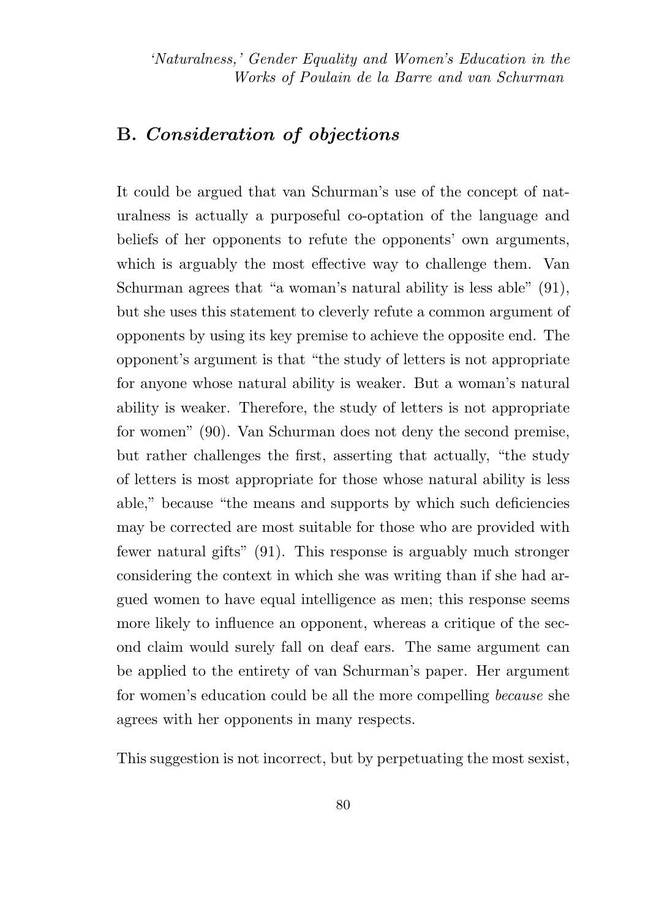## B. *Consideration of objections*

It could be argued that van Schurman's use of the concept of naturalness is actually a purposeful co-optation of the language and beliefs of her opponents to refute the opponents' own arguments, which is arguably the most effective way to challenge them. Van Schurman agrees that "a woman's natural ability is less able" (91), but she uses this statement to cleverly refute a common argument of opponents by using its key premise to achieve the opposite end. The opponent's argument is that "the study of letters is not appropriate for anyone whose natural ability is weaker. But a woman's natural ability is weaker. Therefore, the study of letters is not appropriate for women" (90). Van Schurman does not deny the second premise, but rather challenges the first, asserting that actually, "the study of letters is most appropriate for those whose natural ability is less able," because "the means and supports by which such deficiencies may be corrected are most suitable for those who are provided with fewer natural gifts" (91). This response is arguably much stronger considering the context in which she was writing than if she had argued women to have equal intelligence as men; this response seems more likely to influence an opponent, whereas a critique of the second claim would surely fall on deaf ears. The same argument can be applied to the entirety of van Schurman's paper. Her argument for women's education could be all the more compelling *because* she agrees with her opponents in many respects.

This suggestion is not incorrect, but by perpetuating the most sexist,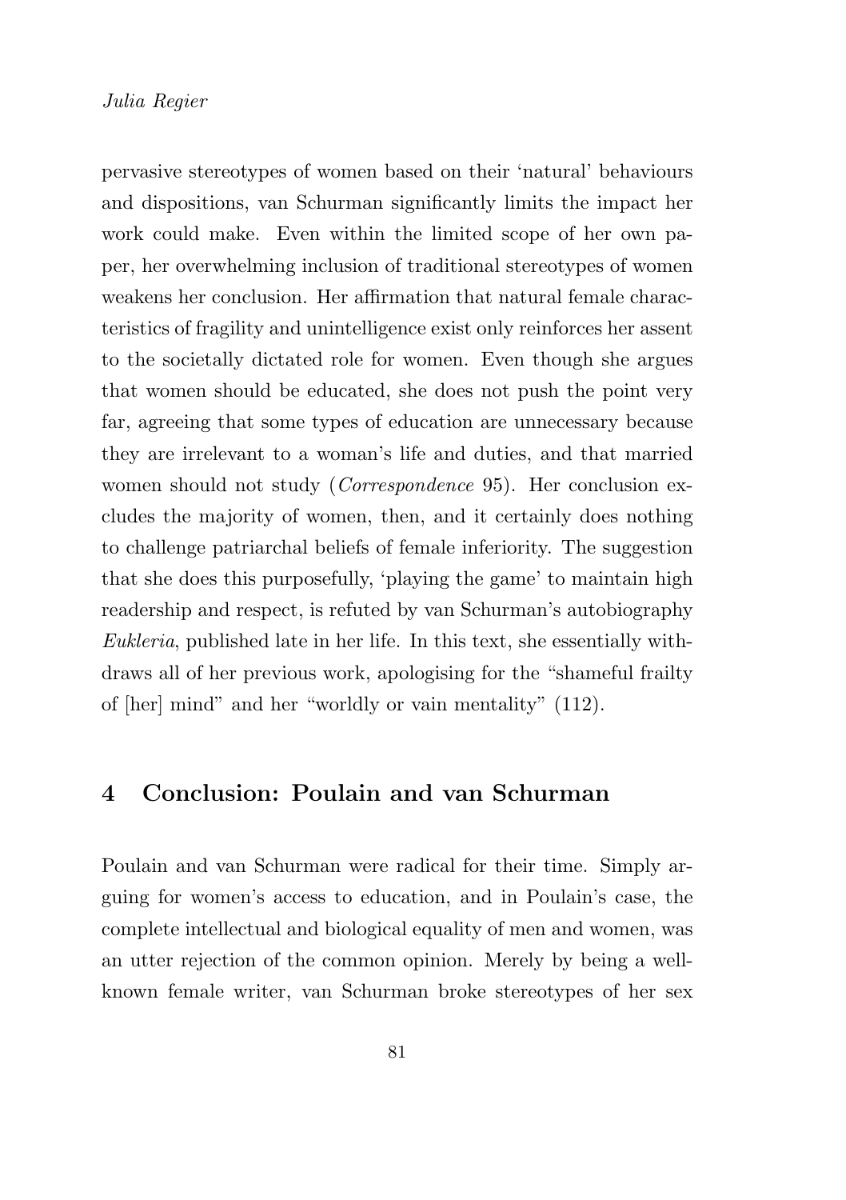pervasive stereotypes of women based on their 'natural' behaviours and dispositions, van Schurman significantly limits the impact her work could make. Even within the limited scope of her own paper, her overwhelming inclusion of traditional stereotypes of women weakens her conclusion. Her affirmation that natural female characteristics of fragility and unintelligence exist only reinforces her assent to the societally dictated role for women. Even though she argues that women should be educated, she does not push the point very far, agreeing that some types of education are unnecessary because they are irrelevant to a woman's life and duties, and that married women should not study (*Correspondence* 95). Her conclusion excludes the majority of women, then, and it certainly does nothing to challenge patriarchal beliefs of female inferiority. The suggestion that she does this purposefully, 'playing the game' to maintain high readership and respect, is refuted by van Schurman's autobiography *Eukleria*, published late in her life. In this text, she essentially withdraws all of her previous work, apologising for the "shameful frailty of [her] mind" and her "worldly or vain mentality" (112).

## 4 Conclusion: Poulain and van Schurman

Poulain and van Schurman were radical for their time. Simply arguing for women's access to education, and in Poulain's case, the complete intellectual and biological equality of men and women, was an utter rejection of the common opinion. Merely by being a well-known female writer, van Schurman broke stereotypes of her sex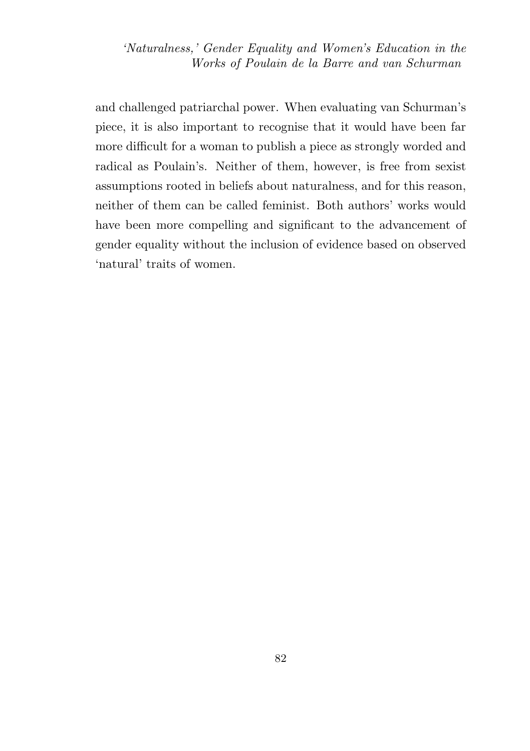and challenged patriarchal power. When evaluating van Schurman's piece, it is also important to recognise that it would have been far more difficult for a woman to publish a piece as strongly worded and radical as Poulain's. Neither of them, however, is free from sexist assumptions rooted in beliefs about naturalness, and for this reason, neither of them can be called feminist. Both authors' works would have been more compelling and significant to the advancement of gender equality without the inclusion of evidence based on observed 'natural' traits of women.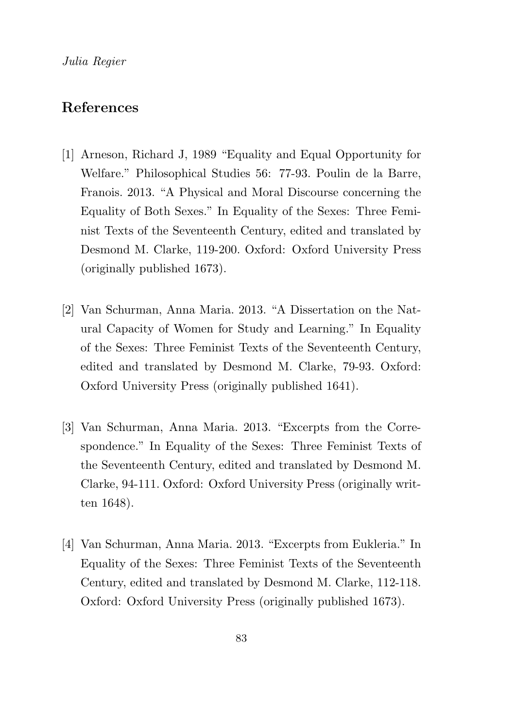## References

[1] Arneson, Richard J, 1989 "Equality and Equal Opportunity for Welfare." Philosophical Studies 56: 77-93. Poulin de la Barre, Franois. 2013. "A Physical and Moral Discourse concerning the Equality of Both Sexes." In Equality of the Sexes: Three Feminist Texts of the Seventeenth Century, edited and translated by Desmond M. Clarke, 119-200. Oxford: Oxford University Press (originally published 1673).

[2] Van Schurman, Anna Maria. 2013. "A Dissertation on the Natural Capacity of Women for Study and Learning." In Equality of the Sexes: Three Feminist Texts of the Seventeenth Century, edited and translated by Desmond M. Clarke, 79-93. Oxford: Oxford University Press (originally published 1641).

[3] Van Schurman, Anna Maria. 2013. "Excerpts from the Correspondence." In Equality of the Sexes: Three Feminist Texts of the Seventeenth Century, edited and translated by Desmond M. Clarke, 94-111. Oxford: Oxford University Press (originally written 1648).

[4] Van Schurman, Anna Maria. 2013. "Excerpts from Eukleria." In Equality of the Sexes: Three Feminist Texts of the Seventeenth Century, edited and translated by Desmond M. Clarke, 112-118. Oxford: Oxford University Press (originally published 1673).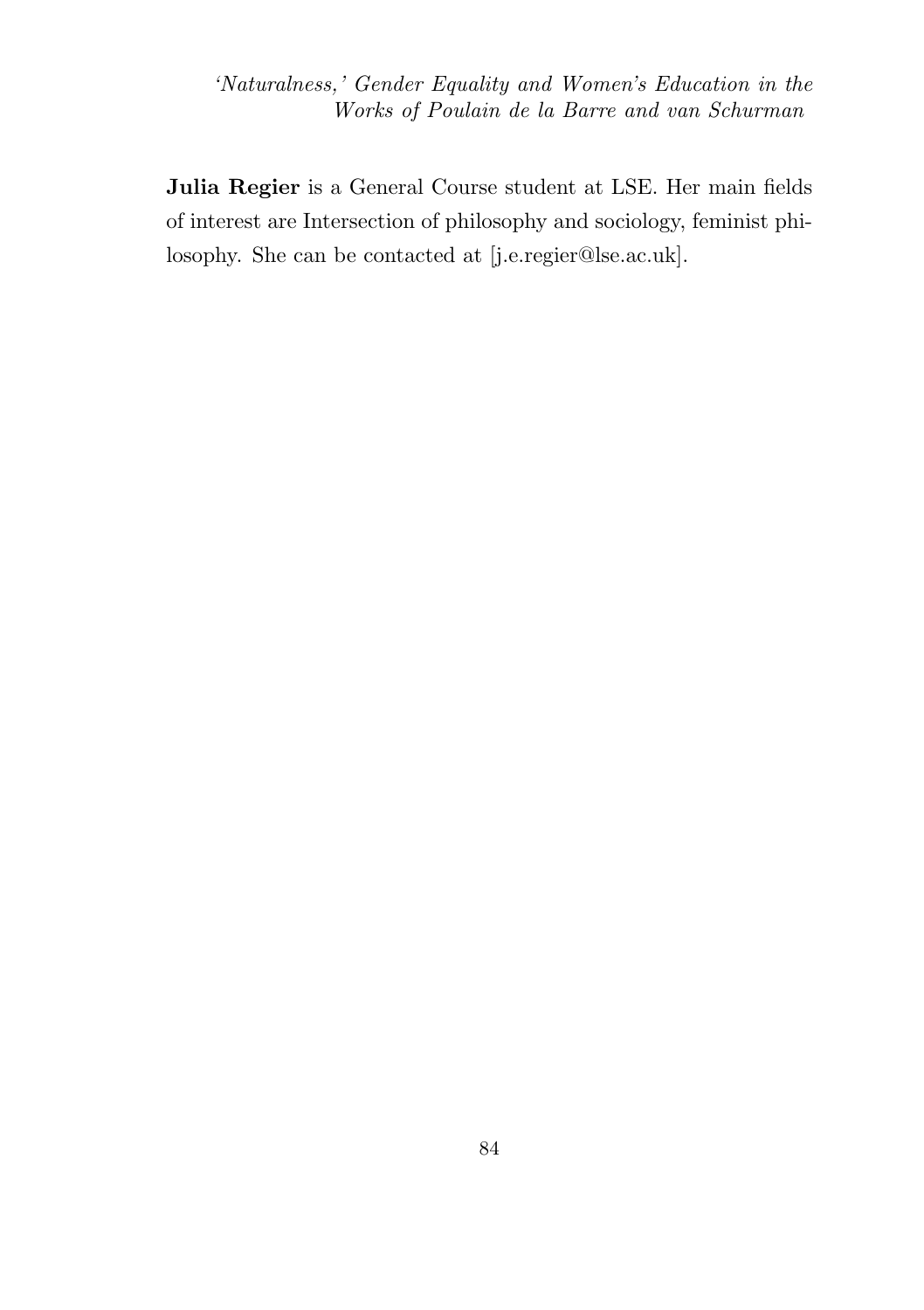**Julia Regier** is a General Course student at LSE. Her main fields of interest are Intersection of philosophy and sociology, feminist philosophy. She can be contacted at [j.e.regier@lse.ac.uk].